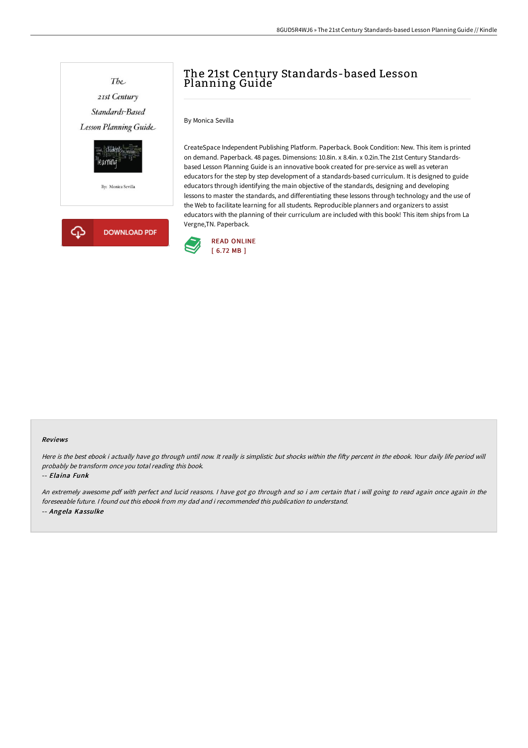# The 21st Century Standards-based Lesson Planning Guide

By Monica Sevilla

CreateSpace Independent Publishing Platform. Paperback. Book Condition: New. This item is printed on demand. Paperback. 48 pages. Dimensions: 10.8in. x 8.4in. x 0.2in.The 21st Century Standards-based Lesson Planning Guide is an innovative book created for pre-service as well as veteran educators for the step by step development of a standards-based curriculum. It is designed to guide educators through identifying the main objective of the standards, designing and developing lessons to master the standards, and differentiating these lessons through technology and the use of the Web to facilitate learning for all students. Reproducible planners and organizers to assist educators with the planning of their curriculum are included with this book! This item ships from La Vergne,TN. Paperback.

DOWNLOAD PDF

READ ONLINE
[ 6.72 MB ]

### Reviews

*Here is the best ebook i actually have go through until now. It really is simplistic but shocks within the fifty percent in the ebook. Your daily life period will probably be transform once you total reading this book.*

-- *Elaina Funk*

*An extremely awesome pdf with perfect and lucid reasons. I have got go through and so i am certain that i will going to read again once again in the foreseeable future. I found out this ebook from my dad and i recommended this publication to understand.*

-- *Angela Kassulke*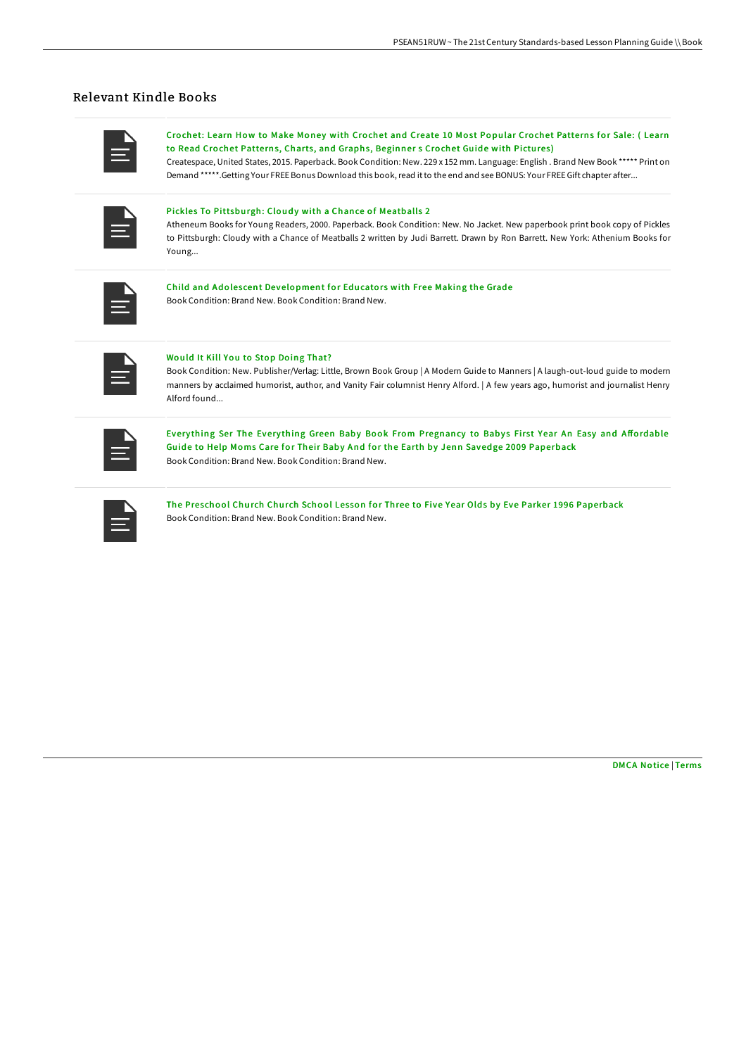## Relevant Kindle Books

**Crochet: Learn How to Make Money with Crochet and Create 10 Most Popular Crochet Patterns for Sale: ( Learn to Read Crochet Patterns, Charts, and Graphs, Beginner s Crochet Guide with Pictures)**

Createspace, United States, 2015. Paperback. Book Condition: New. 229 x 152 mm. Language: English . Brand New Book ***** Print on Demand *****.Getting Your FREE Bonus Download this book, read it to the end and see BONUS: Your FREE Gift chapter after...

**Pickles To Pittsburgh: Cloudy with a Chance of Meatballs 2**

Atheneum Books for Young Readers, 2000. Paperback. Book Condition: New. No Jacket. New paperbook print book copy of Pickles to Pittsburgh: Cloudy with a Chance of Meatballs 2 written by Judi Barrett. Drawn by Ron Barrett. New York: Athenium Books for Young...

**Child and Adolescent Development for Educators with Free Making the Grade**

Book Condition: Brand New. Book Condition: Brand New.

**Would It Kill You to Stop Doing That?**

Book Condition: New. Publisher/Verlag: Little, Brown Book Group | A Modern Guide to Manners | A laugh-out-loud guide to modern manners by acclaimed humorist, author, and Vanity Fair columnist Henry Alford. | A few years ago, humorist and journalist Henry Alford found...

**Everything Ser The Everything Green Baby Book From Pregnancy to Babys First Year An Easy and Affordable Guide to Help Moms Care for Their Baby And for the Earth by Jenn Savedge 2009 Paperback**

Book Condition: Brand New. Book Condition: Brand New.

**The Preschool Church Church School Lesson for Three to Five Year Olds by Eve Parker 1996 Paperback**

Book Condition: Brand New. Book Condition: Brand New.

DMCA Notice | Terms